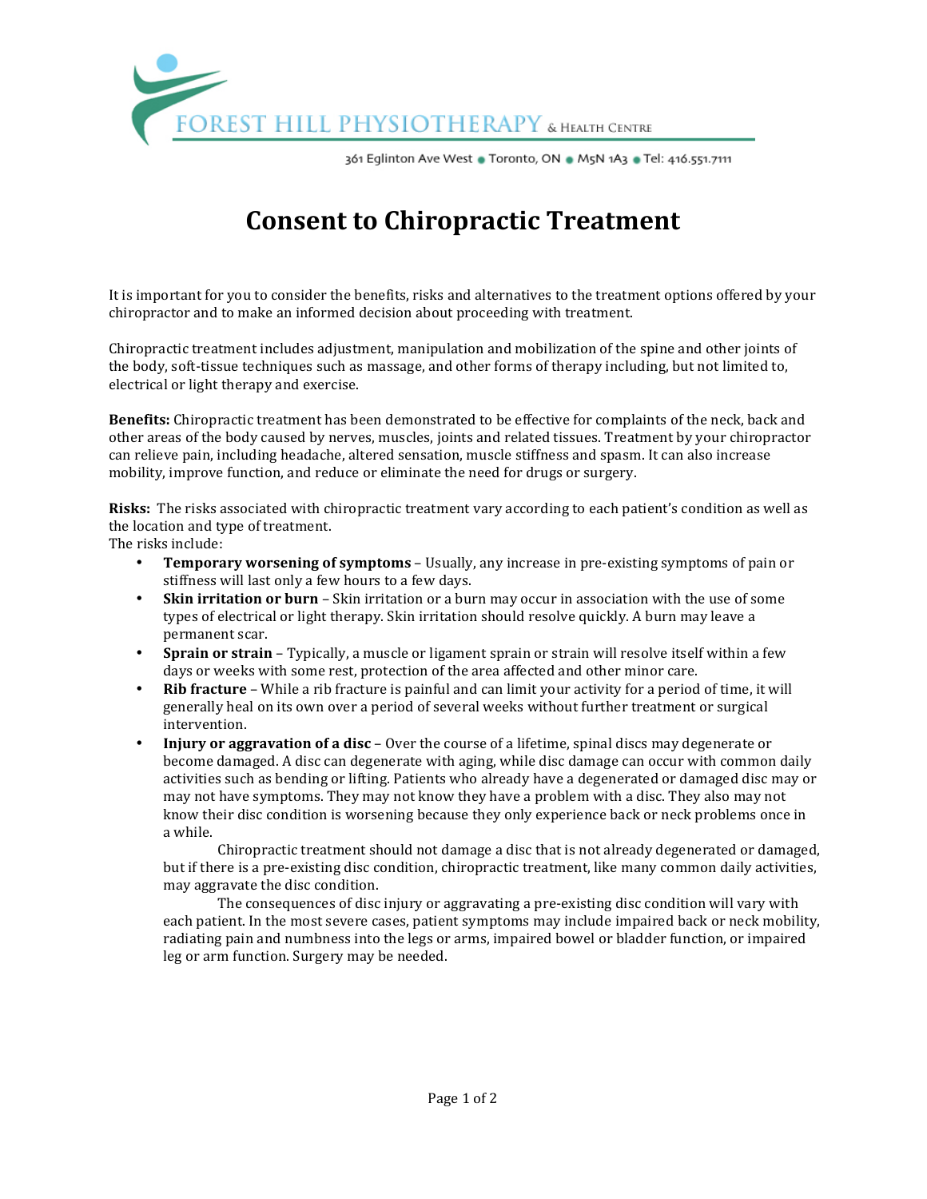FOREST HILL PHYSIOTHERAPY & HEALTH CENTRE

361 Eglinton Ave West • Toronto, ON • M5N 1A3 • Tel: 416.551.7111

# Consent to Chiropractic Treatment

It is important for you to consider the benefits, risks and alternatives to the treatment options offered by your chiropractor and to make an informed decision about proceeding with treatment.

Chiropractic treatment includes adjustment, manipulation and mobilization of the spine and other joints of the body, soft-tissue techniques such as massage, and other forms of therapy including, but not limited to, electrical or light therapy and exercise.

**Benefits:** Chiropractic treatment has been demonstrated to be effective for complaints of the neck, back and other areas of the body caused by nerves, muscles, joints and related tissues. Treatment by your chiropractor can relieve pain, including headache, altered sensation, muscle stiffness and spasm. It can also increase mobility, improve function, and reduce or eliminate the need for drugs or surgery.

**Risks:** The risks associated with chiropractic treatment vary according to each patient's condition as well as the location and type of treatment.
The risks include:

- **Temporary worsening of symptoms** – Usually, any increase in pre-existing symptoms of pain or stiffness will last only a few hours to a few days.
- **Skin irritation or burn** – Skin irritation or a burn may occur in association with the use of some types of electrical or light therapy. Skin irritation should resolve quickly. A burn may leave a permanent scar.
- **Sprain or strain** – Typically, a muscle or ligament sprain or strain will resolve itself within a few days or weeks with some rest, protection of the area affected and other minor care.
- **Rib fracture** – While a rib fracture is painful and can limit your activity for a period of time, it will generally heal on its own over a period of several weeks without further treatment or surgical intervention.
- **Injury or aggravation of a disc** – Over the course of a lifetime, spinal discs may degenerate or become damaged. A disc can degenerate with aging, while disc damage can occur with common daily activities such as bending or lifting. Patients who already have a degenerated or damaged disc may or may not have symptoms. They may not know they have a problem with a disc. They also may not know their disc condition is worsening because they only experience back or neck problems once in a while.

  Chiropractic treatment should not damage a disc that is not already degenerated or damaged, but if there is a pre-existing disc condition, chiropractic treatment, like many common daily activities, may aggravate the disc condition.

  The consequences of disc injury or aggravating a pre-existing disc condition will vary with each patient. In the most severe cases, patient symptoms may include impaired back or neck mobility, radiating pain and numbness into the legs or arms, impaired bowel or bladder function, or impaired leg or arm function. Surgery may be needed.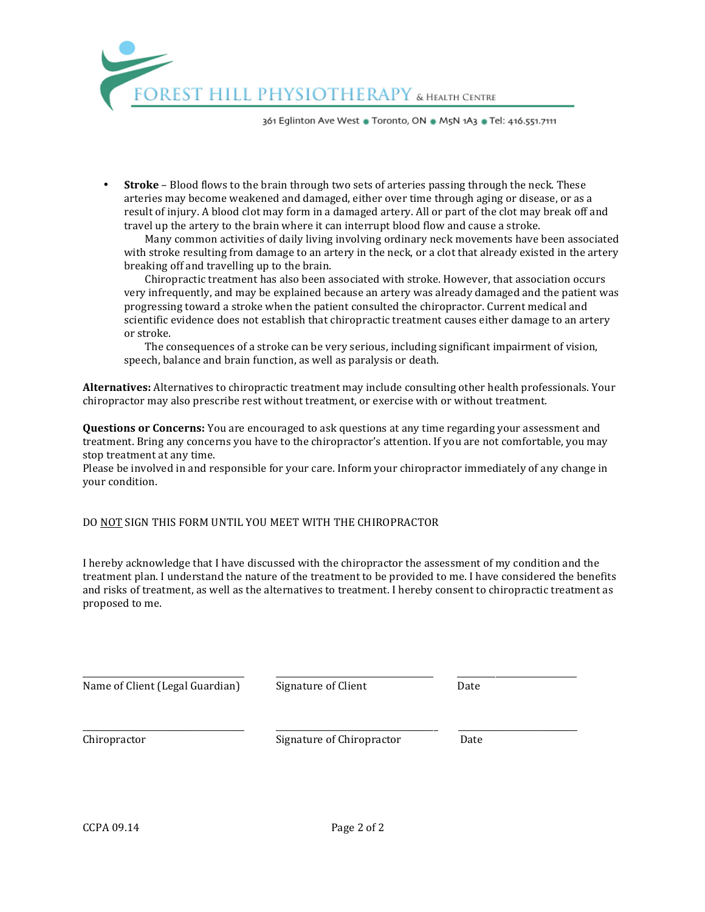- **Stroke** – Blood flows to the brain through two sets of arteries passing through the neck. These arteries may become weakened and damaged, either over time through aging or disease, or as a result of injury. A blood clot may form in a damaged artery. All or part of the clot may break off and travel up the artery to the brain where it can interrupt blood flow and cause a stroke.

  Many common activities of daily living involving ordinary neck movements have been associated with stroke resulting from damage to an artery in the neck, or a clot that already existed in the artery breaking off and travelling up to the brain.

  Chiropractic treatment has also been associated with stroke. However, that association occurs very infrequently, and may be explained because an artery was already damaged and the patient was progressing toward a stroke when the patient consulted the chiropractor. Current medical and scientific evidence does not establish that chiropractic treatment causes either damage to an artery or stroke.

  The consequences of a stroke can be very serious, including significant impairment of vision, speech, balance and brain function, as well as paralysis or death.

**Alternatives:** Alternatives to chiropractic treatment may include consulting other health professionals. Your chiropractor may also prescribe rest without treatment, or exercise with or without treatment.

**Questions or Concerns:** You are encouraged to ask questions at any time regarding your assessment and treatment. Bring any concerns you have to the chiropractor's attention. If you are not comfortable, you may stop treatment at any time.
Please be involved in and responsible for your care. Inform your chiropractor immediately of any change in your condition.

DO <u>NOT</u> SIGN THIS FORM UNTIL YOU MEET WITH THE CHIROPRACTOR

I hereby acknowledge that I have discussed with the chiropractor the assessment of my condition and the treatment plan. I understand the nature of the treatment to be provided to me. I have considered the benefits and risks of treatment, as well as the alternatives to treatment. I hereby consent to chiropractic treatment as proposed to me.

| | | |
|---|---|---|
| ______________________ | ______________________ | ______________________ |
| Name of Client (Legal Guardian) | Signature of Client | Date |
| ______________________ | ______________________ | ______________________ |
| Chiropractor | Signature of Chiropractor | Date |

CCPA 09.14